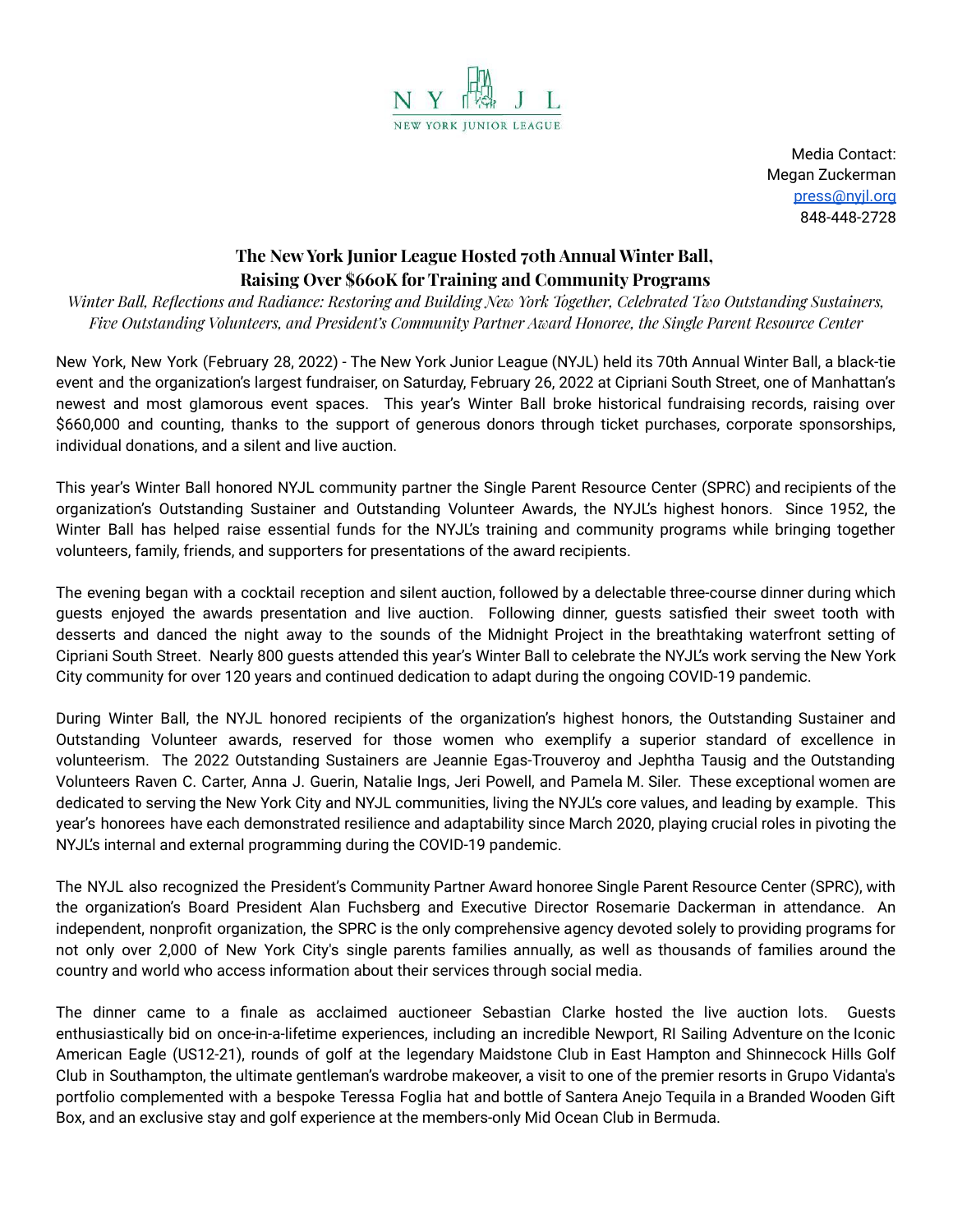NY JL
NEW YORK JUNIOR LEAGUE

Media Contact:
Megan Zuckerman
press@nyjl.org
848-448-2728

## The New York Junior League Hosted 70th Annual Winter Ball, Raising Over $660K for Training and Community Programs

*Winter Ball, Reflections and Radiance: Restoring and Building New York Together, Celebrated Two Outstanding Sustainers, Five Outstanding Volunteers, and President's Community Partner Award Honoree, the Single Parent Resource Center*

New York, New York (February 28, 2022) - The New York Junior League (NYJL) held its 70th Annual Winter Ball, a black-tie event and the organization's largest fundraiser, on Saturday, February 26, 2022 at Cipriani South Street, one of Manhattan's newest and most glamorous event spaces. This year's Winter Ball broke historical fundraising records, raising over $660,000 and counting, thanks to the support of generous donors through ticket purchases, corporate sponsorships, individual donations, and a silent and live auction.

This year's Winter Ball honored NYJL community partner the Single Parent Resource Center (SPRC) and recipients of the organization's Outstanding Sustainer and Outstanding Volunteer Awards, the NYJL's highest honors. Since 1952, the Winter Ball has helped raise essential funds for the NYJL's training and community programs while bringing together volunteers, family, friends, and supporters for presentations of the award recipients.

The evening began with a cocktail reception and silent auction, followed by a delectable three-course dinner during which guests enjoyed the awards presentation and live auction. Following dinner, guests satisfied their sweet tooth with desserts and danced the night away to the sounds of the Midnight Project in the breathtaking waterfront setting of Cipriani South Street. Nearly 800 guests attended this year's Winter Ball to celebrate the NYJL's work serving the New York City community for over 120 years and continued dedication to adapt during the ongoing COVID-19 pandemic.

During Winter Ball, the NYJL honored recipients of the organization's highest honors, the Outstanding Sustainer and Outstanding Volunteer awards, reserved for those women who exemplify a superior standard of excellence in volunteerism. The 2022 Outstanding Sustainers are Jeannie Egas-Trouveroy and Jephtha Tausig and the Outstanding Volunteers Raven C. Carter, Anna J. Guerin, Natalie Ings, Jeri Powell, and Pamela M. Siler. These exceptional women are dedicated to serving the New York City and NYJL communities, living the NYJL's core values, and leading by example. This year's honorees have each demonstrated resilience and adaptability since March 2020, playing crucial roles in pivoting the NYJL's internal and external programming during the COVID-19 pandemic.

The NYJL also recognized the President's Community Partner Award honoree Single Parent Resource Center (SPRC), with the organization's Board President Alan Fuchsberg and Executive Director Rosemarie Dackerman in attendance. An independent, nonprofit organization, the SPRC is the only comprehensive agency devoted solely to providing programs for not only over 2,000 of New York City's single parents families annually, as well as thousands of families around the country and world who access information about their services through social media.

The dinner came to a finale as acclaimed auctioneer Sebastian Clarke hosted the live auction lots. Guests enthusiastically bid on once-in-a-lifetime experiences, including an incredible Newport, RI Sailing Adventure on the Iconic American Eagle (US12-21), rounds of golf at the legendary Maidstone Club in East Hampton and Shinnecock Hills Golf Club in Southampton, the ultimate gentleman's wardrobe makeover, a visit to one of the premier resorts in Grupo Vidanta's portfolio complemented with a bespoke Teressa Foglia hat and bottle of Santera Anejo Tequila in a Branded Wooden Gift Box, and an exclusive stay and golf experience at the members-only Mid Ocean Club in Bermuda.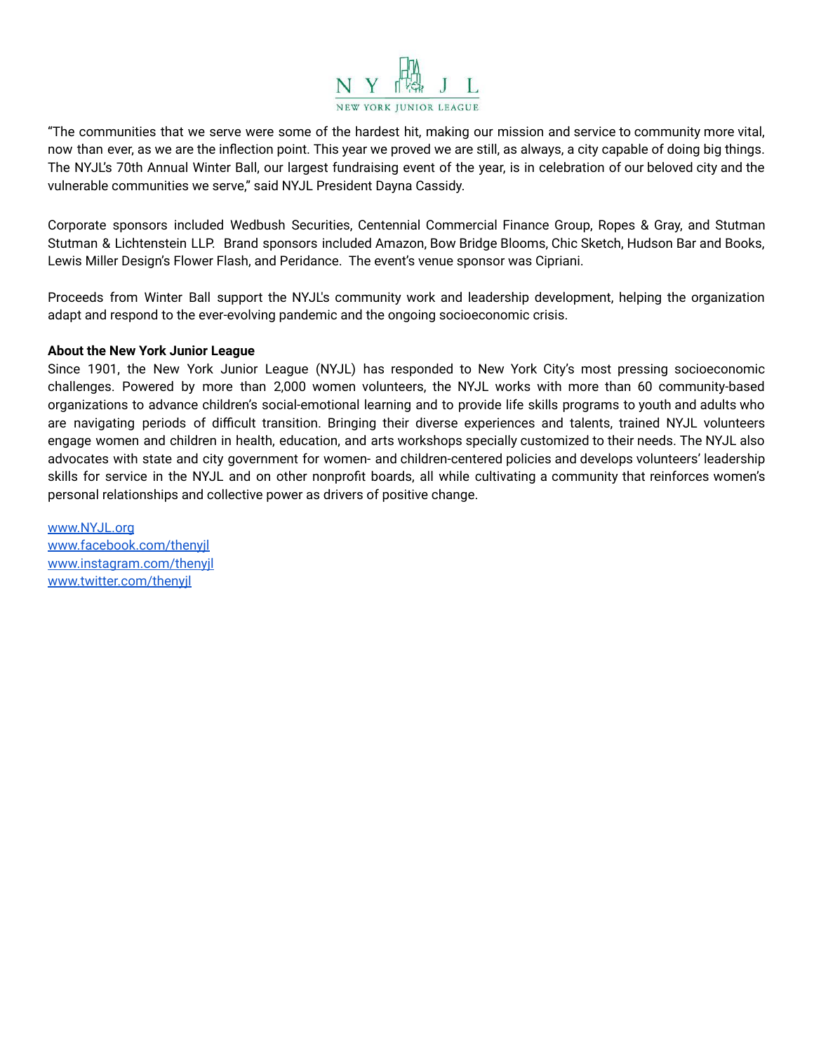"The communities that we serve were some of the hardest hit, making our mission and service to community more vital, now than ever, as we are the inflection point. This year we proved we are still, as always, a city capable of doing big things. The NYJL's 70th Annual Winter Ball, our largest fundraising event of the year, is in celebration of our beloved city and the vulnerable communities we serve," said NYJL President Dayna Cassidy.

Corporate sponsors included Wedbush Securities, Centennial Commercial Finance Group, Ropes & Gray, and Stutman Stutman & Lichtenstein LLP. Brand sponsors included Amazon, Bow Bridge Blooms, Chic Sketch, Hudson Bar and Books, Lewis Miller Design's Flower Flash, and Peridance. The event's venue sponsor was Cipriani.

Proceeds from Winter Ball support the NYJL's community work and leadership development, helping the organization adapt and respond to the ever-evolving pandemic and the ongoing socioeconomic crisis.

**About the New York Junior League**

Since 1901, the New York Junior League (NYJL) has responded to New York City's most pressing socioeconomic challenges. Powered by more than 2,000 women volunteers, the NYJL works with more than 60 community-based organizations to advance children's social-emotional learning and to provide life skills programs to youth and adults who are navigating periods of difficult transition. Bringing their diverse experiences and talents, trained NYJL volunteers engage women and children in health, education, and arts workshops specially customized to their needs. The NYJL also advocates with state and city government for women- and children-centered policies and develops volunteers' leadership skills for service in the NYJL and on other nonprofit boards, all while cultivating a community that reinforces women's personal relationships and collective power as drivers of positive change.

[www.NYJL.org](http://www.NYJL.org)
[www.facebook.com/thenyjl](http://www.facebook.com/thenyjl)
[www.instagram.com/thenyjl](http://www.instagram.com/thenyjl)
[www.twitter.com/thenyjl](http://www.twitter.com/thenyjl)